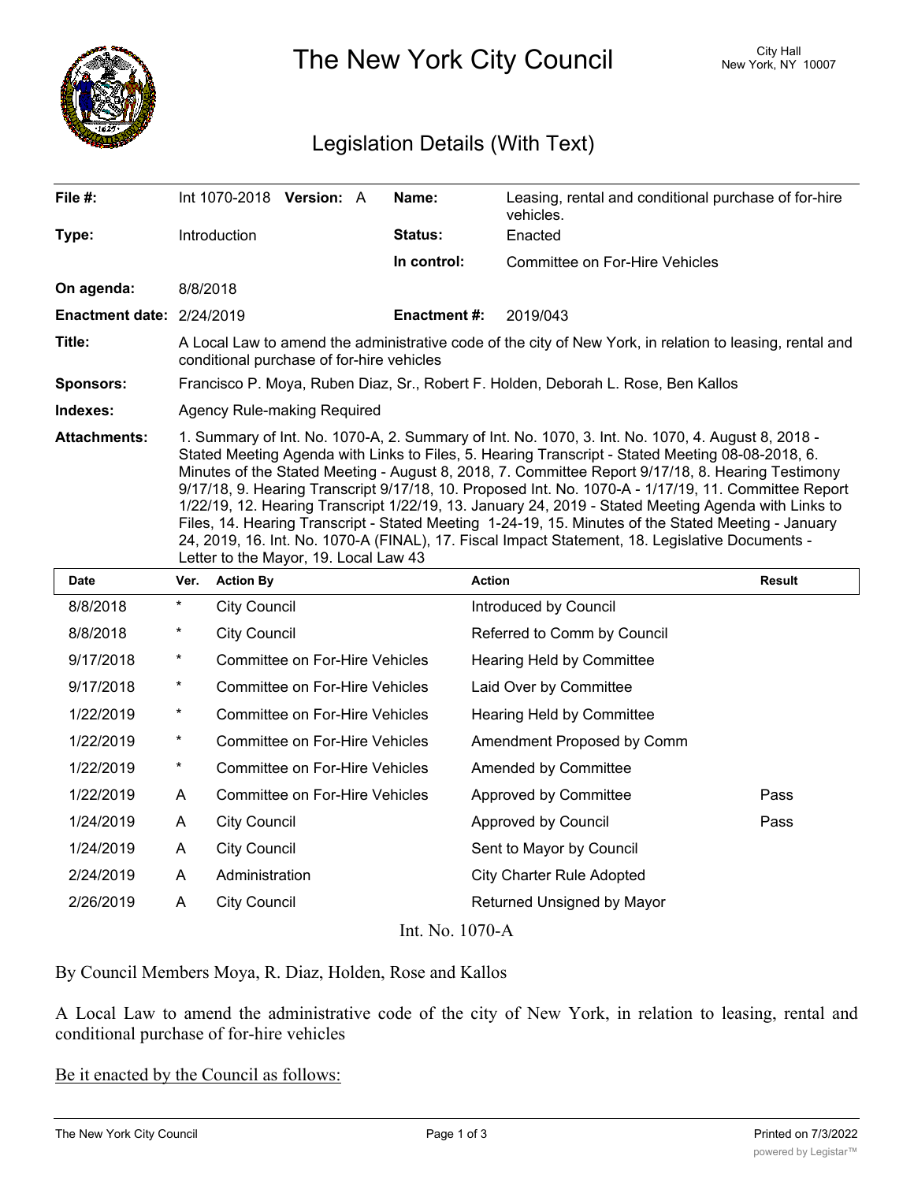# The New York City Council

City Hall
New York, NY 10007

## Legislation Details (With Text)

| | | | |
|---|---|---|---|
| **File #:** | Int 1070-2018 **Version:** A | **Name:** | Leasing, rental and conditional purchase of for-hire vehicles. |
| **Type:** | Introduction | **Status:** | Enacted |
| | | **In control:** | Committee on For-Hire Vehicles |
| **On agenda:** | 8/8/2018 | | |
| **Enactment date:** | 2/24/2019 | **Enactment #:** | 2019/043 |

**Title:** A Local Law to amend the administrative code of the city of New York, in relation to leasing, rental and conditional purchase of for-hire vehicles

**Sponsors:** Francisco P. Moya, Ruben Diaz, Sr., Robert F. Holden, Deborah L. Rose, Ben Kallos

**Indexes:** Agency Rule-making Required

**Attachments:** 1. Summary of Int. No. 1070-A, 2. Summary of Int. No. 1070, 3. Int. No. 1070, 4. August 8, 2018 - Stated Meeting Agenda with Links to Files, 5. Hearing Transcript - Stated Meeting 08-08-2018, 6. Minutes of the Stated Meeting - August 8, 2018, 7. Committee Report 9/17/18, 8. Hearing Testimony 9/17/18, 9. Hearing Transcript 9/17/18, 10. Proposed Int. No. 1070-A - 1/17/19, 11. Committee Report 1/22/19, 12. Hearing Transcript 1/22/19, 13. January 24, 2019 - Stated Meeting Agenda with Links to Files, 14. Hearing Transcript - Stated Meeting 1-24-19, 15. Minutes of the Stated Meeting - January 24, 2019, 16. Int. No. 1070-A (FINAL), 17. Fiscal Impact Statement, 18. Legislative Documents - Letter to the Mayor, 19. Local Law 43

| Date | Ver. | Action By | Action | Result |
|---|---|---|---|---|
| 8/8/2018 | * | City Council | Introduced by Council | |
| 8/8/2018 | * | City Council | Referred to Comm by Council | |
| 9/17/2018 | * | Committee on For-Hire Vehicles | Hearing Held by Committee | |
| 9/17/2018 | * | Committee on For-Hire Vehicles | Laid Over by Committee | |
| 1/22/2019 | * | Committee on For-Hire Vehicles | Hearing Held by Committee | |
| 1/22/2019 | * | Committee on For-Hire Vehicles | Amendment Proposed by Comm | |
| 1/22/2019 | * | Committee on For-Hire Vehicles | Amended by Committee | |
| 1/22/2019 | A | Committee on For-Hire Vehicles | Approved by Committee | Pass |
| 1/24/2019 | A | City Council | Approved by Council | Pass |
| 1/24/2019 | A | City Council | Sent to Mayor by Council | |
| 2/24/2019 | A | Administration | City Charter Rule Adopted | |
| 2/26/2019 | A | City Council | Returned Unsigned by Mayor | |

Int. No. 1070-A

By Council Members Moya, R. Diaz, Holden, Rose and Kallos

A Local Law to amend the administrative code of the city of New York, in relation to leasing, rental and conditional purchase of for-hire vehicles

Be it enacted by the Council as follows: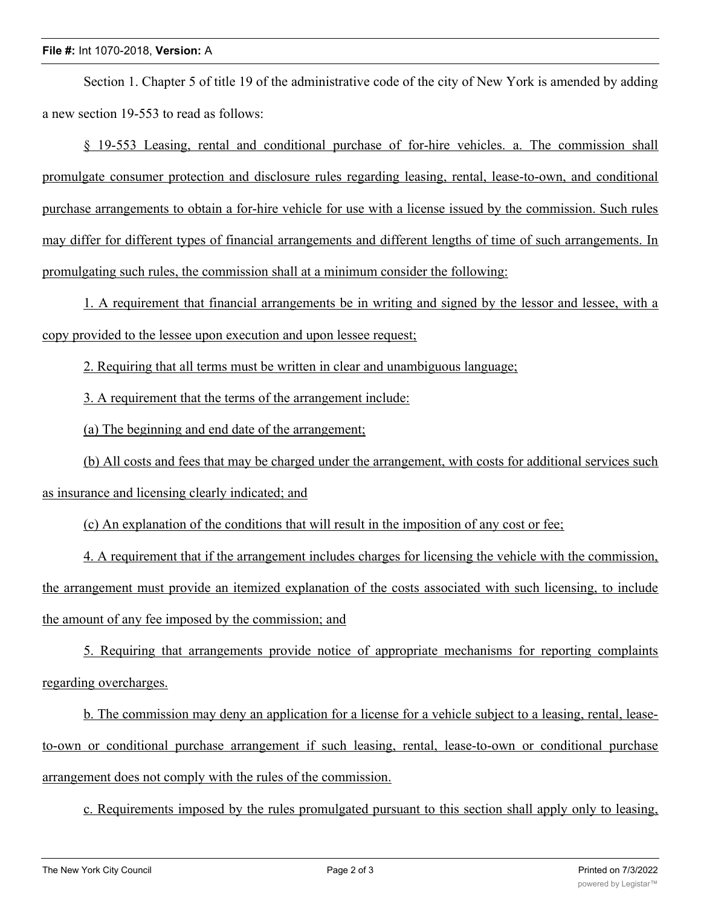Section 1. Chapter 5 of title 19 of the administrative code of the city of New York is amended by adding a new section 19-553 to read as follows:

§ 19-553 Leasing, rental and conditional purchase of for-hire vehicles. a. The commission shall promulgate consumer protection and disclosure rules regarding leasing, rental, lease-to-own, and conditional purchase arrangements to obtain a for-hire vehicle for use with a license issued by the commission. Such rules may differ for different types of financial arrangements and different lengths of time of such arrangements. In promulgating such rules, the commission shall at a minimum consider the following:

1. A requirement that financial arrangements be in writing and signed by the lessor and lessee, with a copy provided to the lessee upon execution and upon lessee request;

2. Requiring that all terms must be written in clear and unambiguous language;

3. A requirement that the terms of the arrangement include:

(a) The beginning and end date of the arrangement;

(b) All costs and fees that may be charged under the arrangement, with costs for additional services such as insurance and licensing clearly indicated; and

(c) An explanation of the conditions that will result in the imposition of any cost or fee;

4. A requirement that if the arrangement includes charges for licensing the vehicle with the commission, the arrangement must provide an itemized explanation of the costs associated with such licensing, to include the amount of any fee imposed by the commission; and

5. Requiring that arrangements provide notice of appropriate mechanisms for reporting complaints regarding overcharges.

b. The commission may deny an application for a license for a vehicle subject to a leasing, rental, lease-to-own or conditional purchase arrangement if such leasing, rental, lease-to-own or conditional purchase arrangement does not comply with the rules of the commission.

c. Requirements imposed by the rules promulgated pursuant to this section shall apply only to leasing,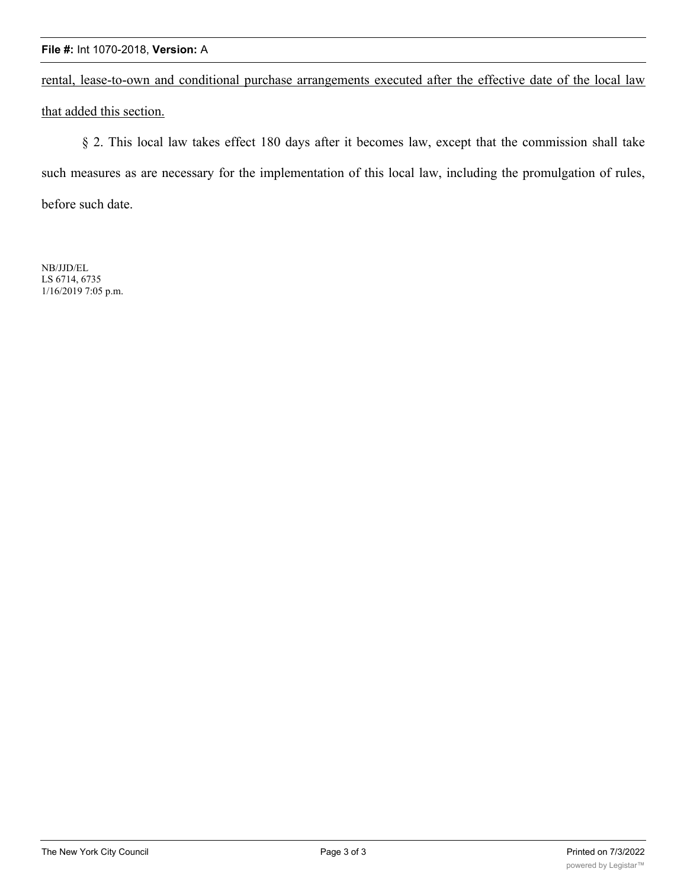rental, lease-to-own and conditional purchase arrangements executed after the effective date of the local law that added this section.

§ 2. This local law takes effect 180 days after it becomes law, except that the commission shall take such measures as are necessary for the implementation of this local law, including the promulgation of rules, before such date.

NB/JJD/EL
LS 6714, 6735
1/16/2019 7:05 p.m.